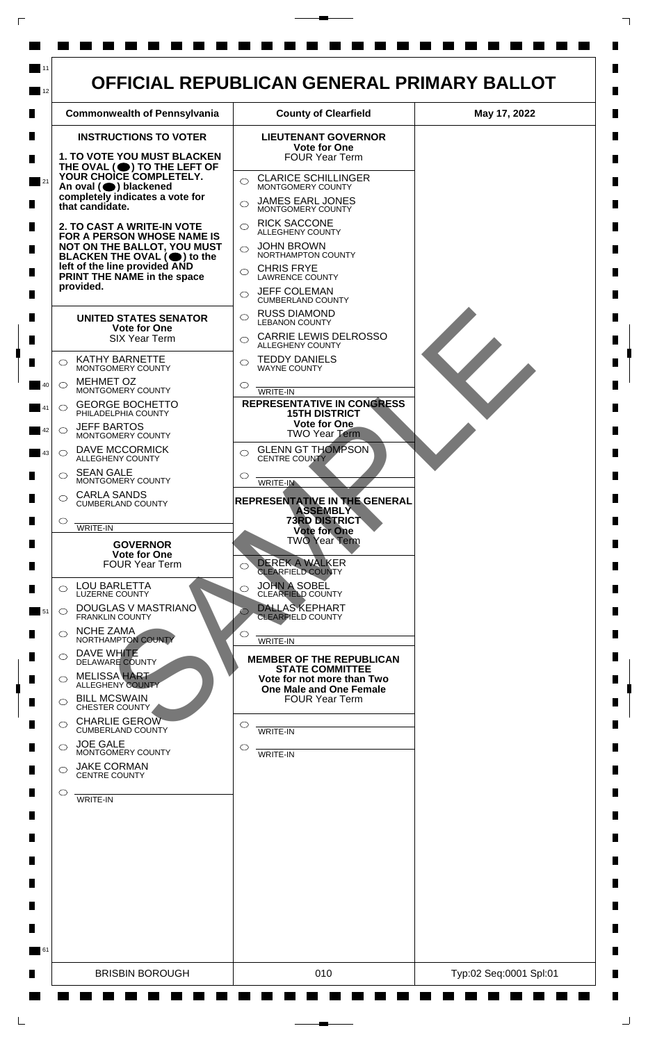# OFFICIAL REPUBLICAN GENERAL PRIMARY BALLOT

| Commonwealth of Pennsylvania | County of Clearfield | May 17, 2022 |
| --- | --- | --- |

## INSTRUCTIONS TO VOTER

**1. TO VOTE YOU MUST BLACKEN THE OVAL (⬤) TO THE LEFT OF YOUR CHOICE COMPLETELY. An oval (⬤) blackened completely indicates a vote for that candidate.**

**2. TO CAST A WRITE-IN VOTE FOR A PERSON WHOSE NAME IS NOT ON THE BALLOT, YOU MUST BLACKEN THE OVAL (⬤) to the left of the line provided AND PRINT THE NAME in the space provided.**

### UNITED STATES SENATOR
**Vote for One**
SIX Year Term

- ◯ KATHY BARNETTE — MONTGOMERY COUNTY
- ◯ MEHMET OZ — MONTGOMERY COUNTY
- ◯ GEORGE BOCHETTO — PHILADELPHIA COUNTY
- ◯ JEFF BARTOS — MONTGOMERY COUNTY
- ◯ DAVE MCCORMICK — ALLEGHENY COUNTY
- ◯ SEAN GALE — MONTGOMERY COUNTY
- ◯ CARLA SANDS — CUMBERLAND COUNTY
- ◯ ______ WRITE-IN

### GOVERNOR
**Vote for One**
FOUR Year Term

- ◯ LOU BARLETTA — LUZERNE COUNTY
- ◯ DOUGLAS V MASTRIANO — FRANKLIN COUNTY
- ◯ NCHE ZAMA — NORTHAMPTON COUNTY
- ◯ DAVE WHITE — DELAWARE COUNTY
- ◯ MELISSA HART — ALLEGHENY COUNTY
- ◯ BILL MCSWAIN — CHESTER COUNTY
- ◯ CHARLIE GEROW — CUMBERLAND COUNTY
- ◯ JOE GALE — MONTGOMERY COUNTY
- ◯ JAKE CORMAN — CENTRE COUNTY
- ◯ ______ WRITE-IN

### LIEUTENANT GOVERNOR
**Vote for One**
FOUR Year Term

- ◯ CLARICE SCHILLINGER — MONTGOMERY COUNTY
- ◯ JAMES EARL JONES — MONTGOMERY COUNTY
- ◯ RICK SACCONE — ALLEGHENY COUNTY
- ◯ JOHN BROWN — NORTHAMPTON COUNTY
- ◯ CHRIS FRYE — LAWRENCE COUNTY
- ◯ JEFF COLEMAN — CUMBERLAND COUNTY
- ◯ RUSS DIAMOND — LEBANON COUNTY
- ◯ CARRIE LEWIS DELROSSO — ALLEGHENY COUNTY
- ◯ TEDDY DANIELS — WAYNE COUNTY
- ◯ ______ WRITE-IN

### REPRESENTATIVE IN CONGRESS 15TH DISTRICT
**Vote for One**
TWO Year Term

- ◯ GLENN GT THOMPSON — CENTRE COUNTY
- ◯ ______ WRITE-IN

### REPRESENTATIVE IN THE GENERAL ASSEMBLY 73RD DISTRICT
**Vote for One**
TWO Year Term

- ◯ DEREK A WALKER — CLEARFIELD COUNTY
- ◯ JOHN A SOBEL — CLEARFIELD COUNTY
- ◯ DALLAS KEPHART — CLEARFIELD COUNTY
- ◯ ______ WRITE-IN

### MEMBER OF THE REPUBLICAN STATE COMMITTEE
**Vote for not more than Two One Male and One Female**
FOUR Year Term

- ◯ ______ WRITE-IN
- ◯ ______ WRITE-IN

SAMPLE

| BRISBIN BOROUGH | 010 | Typ:02 Seq:0001 Spl:01 |
| --- | --- | --- |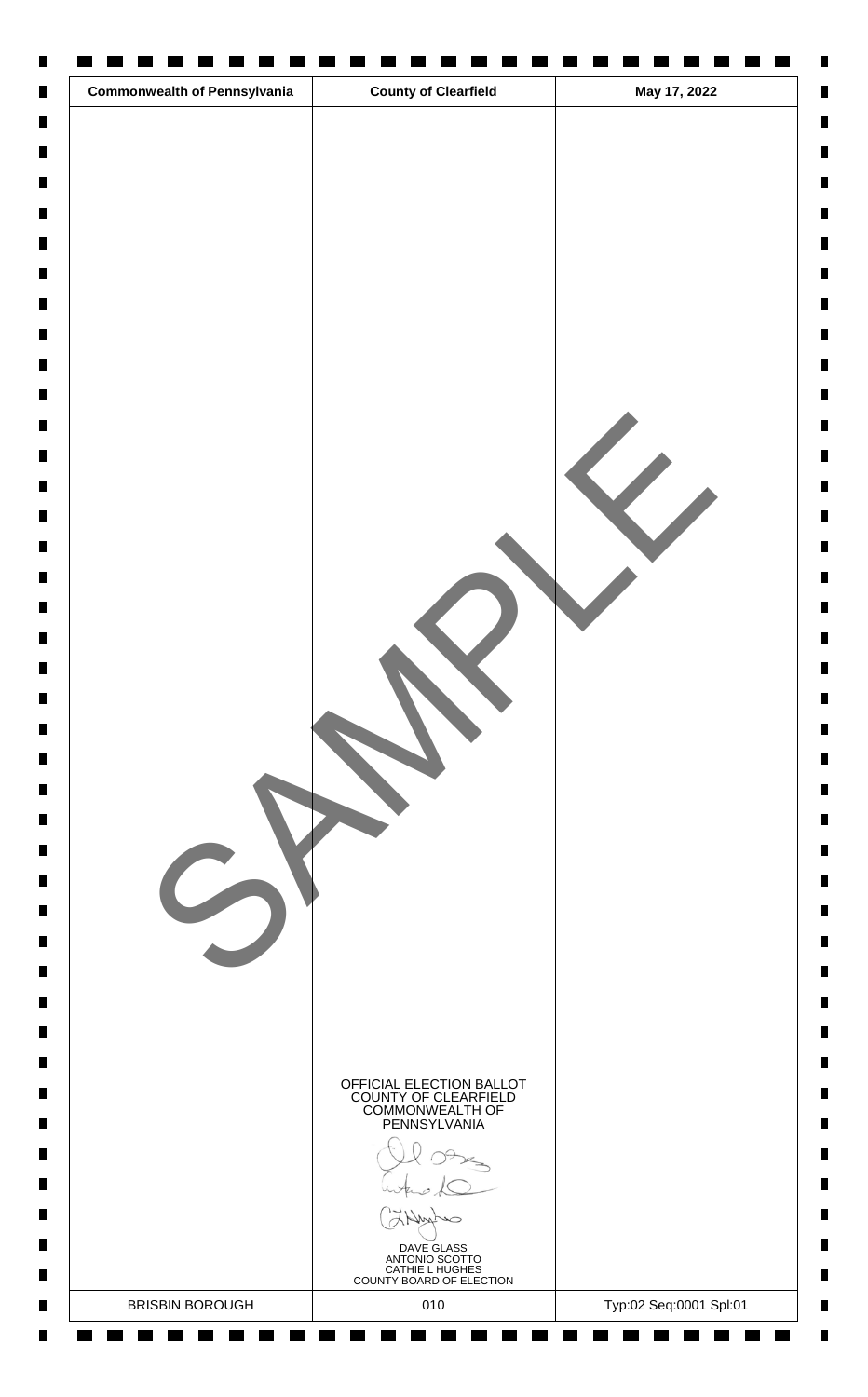| Commonwealth of Pennsylvania | County of Clearfield | May 17, 2022 |
|---|---|---|
| | OFFICIAL ELECTION BALLOT<br>COUNTY OF CLEARFIELD<br>COMMONWEALTH OF PENNSYLVANIA<br><br>DAVE GLASS<br>ANTONIO SCOTTO<br>CATHIE L HUGHES<br>COUNTY BOARD OF ELECTION | |
| BRISBIN BOROUGH | 010 | Typ:02 Seq:0001 Spl:01 |

SAMPLE